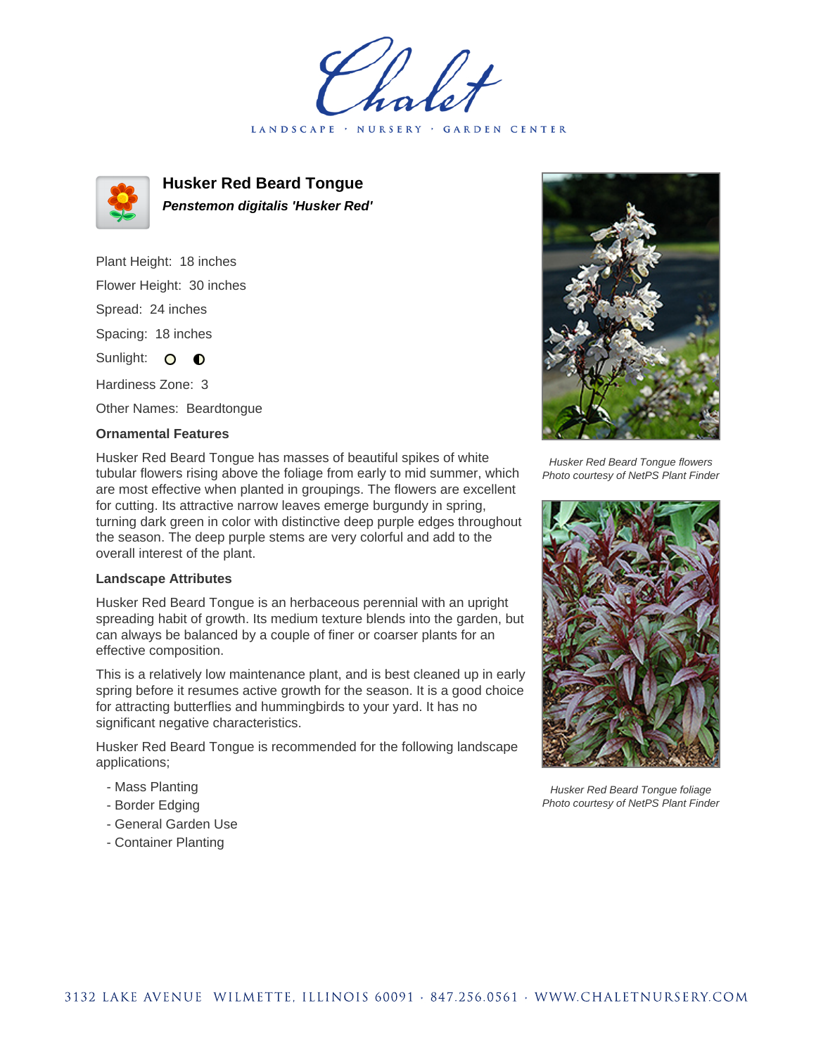Chalet

LANDSCAPE · NURSERY · GARDEN CENTER

# Husker Red Beard Tongue

***Penstemon digitalis 'Husker Red'***

Plant Height: 18 inches

Flower Height: 30 inches

Spread: 24 inches

Spacing: 18 inches

Sunlight:

Hardiness Zone: 3

Other Names: Beardtongue

### Ornamental Features

Husker Red Beard Tongue has masses of beautiful spikes of white tubular flowers rising above the foliage from early to mid summer, which are most effective when planted in groupings. The flowers are excellent for cutting. Its attractive narrow leaves emerge burgundy in spring, turning dark green in color with distinctive deep purple edges throughout the season. The deep purple stems are very colorful and add to the overall interest of the plant.

### Landscape Attributes

Husker Red Beard Tongue is an herbaceous perennial with an upright spreading habit of growth. Its medium texture blends into the garden, but can always be balanced by a couple of finer or coarser plants for an effective composition.

This is a relatively low maintenance plant, and is best cleaned up in early spring before it resumes active growth for the season. It is a good choice for attracting butterflies and hummingbirds to your yard. It has no significant negative characteristics.

Husker Red Beard Tongue is recommended for the following landscape applications;

- Mass Planting
- Border Edging
- General Garden Use
- Container Planting

*Husker Red Beard Tongue flowers*
*Photo courtesy of NetPS Plant Finder*

*Husker Red Beard Tongue foliage*
*Photo courtesy of NetPS Plant Finder*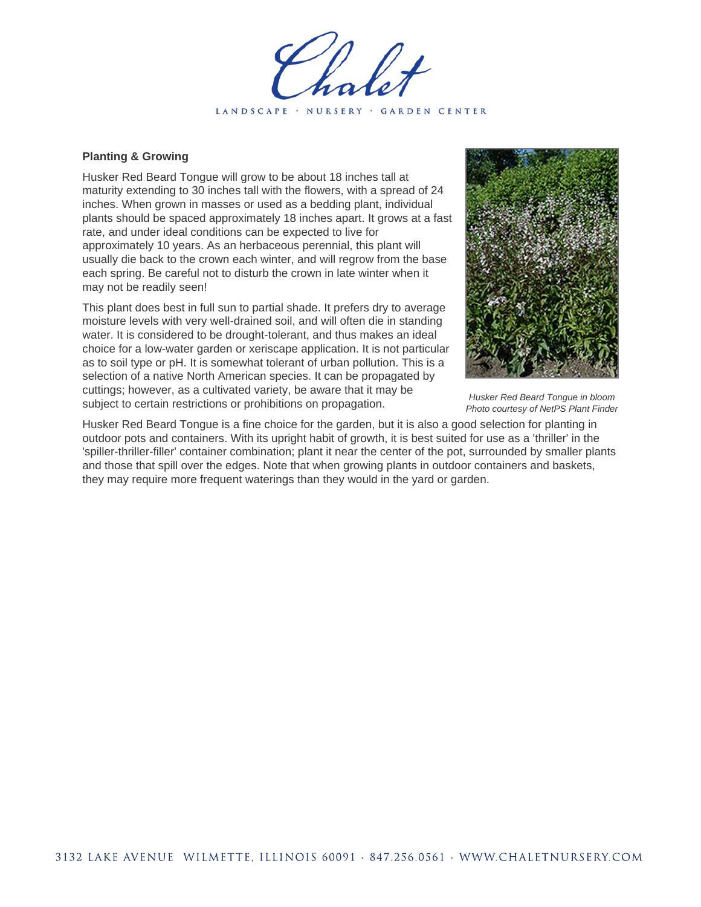### Planting & Growing

Husker Red Beard Tongue will grow to be about 18 inches tall at maturity extending to 30 inches tall with the flowers, with a spread of 24 inches. When grown in masses or used as a bedding plant, individual plants should be spaced approximately 18 inches apart. It grows at a fast rate, and under ideal conditions can be expected to live for approximately 10 years. As an herbaceous perennial, this plant will usually die back to the crown each winter, and will regrow from the base each spring. Be careful not to disturb the crown in late winter when it may not be readily seen!

This plant does best in full sun to partial shade. It prefers dry to average moisture levels with very well-drained soil, and will often die in standing water. It is considered to be drought-tolerant, and thus makes an ideal choice for a low-water garden or xeriscape application. It is not particular as to soil type or pH. It is somewhat tolerant of urban pollution. This is a selection of a native North American species. It can be propagated by cuttings; however, as a cultivated variety, be aware that it may be subject to certain restrictions or prohibitions on propagation.

*Husker Red Beard Tongue in bloom*
*Photo courtesy of NetPS Plant Finder*

Husker Red Beard Tongue is a fine choice for the garden, but it is also a good selection for planting in outdoor pots and containers. With its upright habit of growth, it is best suited for use as a 'thriller' in the 'spiller-thriller-filler' container combination; plant it near the center of the pot, surrounded by smaller plants and those that spill over the edges. Note that when growing plants in outdoor containers and baskets, they may require more frequent waterings than they would in the yard or garden.